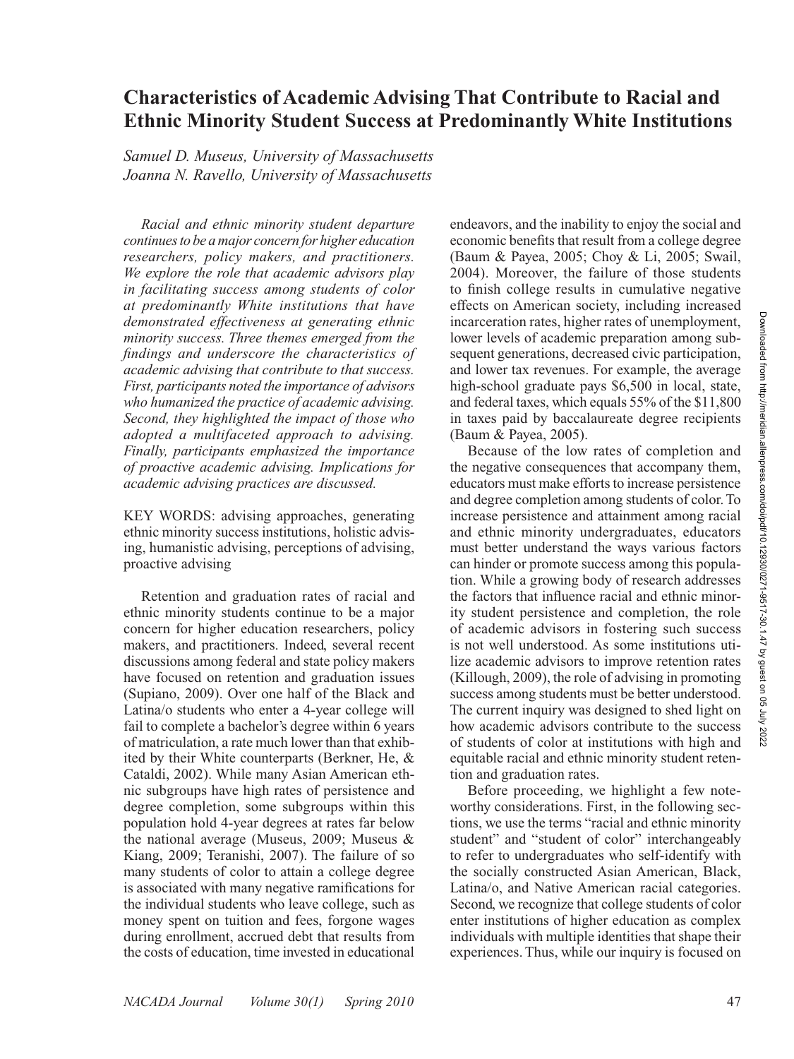# Characteristics of Academic Advising That Contribute to Racial and Ethnic Minority Student Success at Predominantly White Institutions

*Samuel D. Museus, University of Massachusetts*
*Joanna N. Ravello, University of Massachusetts*

*Racial and ethnic minority student departure continues to be a major concern for higher education researchers, policy makers, and practitioners. We explore the role that academic advisors play in facilitating success among students of color at predominantly White institutions that have demonstrated effectiveness at generating ethnic minority success. Three themes emerged from the findings and underscore the characteristics of academic advising that contribute to that success. First, participants noted the importance of advisors who humanized the practice of academic advising. Second, they highlighted the impact of those who adopted a multifaceted approach to advising. Finally, participants emphasized the importance of proactive academic advising. Implications for academic advising practices are discussed.*

KEY WORDS: advising approaches, generating ethnic minority success institutions, holistic advising, humanistic advising, perceptions of advising, proactive advising

Retention and graduation rates of racial and ethnic minority students continue to be a major concern for higher education researchers, policy makers, and practitioners. Indeed, several recent discussions among federal and state policy makers have focused on retention and graduation issues (Supiano, 2009). Over one half of the Black and Latina/o students who enter a 4-year college will fail to complete a bachelor's degree within 6 years of matriculation, a rate much lower than that exhibited by their White counterparts (Berkner, He, & Cataldi, 2002). While many Asian American ethnic subgroups have high rates of persistence and degree completion, some subgroups within this population hold 4-year degrees at rates far below the national average (Museus, 2009; Museus & Kiang, 2009; Teranishi, 2007). The failure of so many students of color to attain a college degree is associated with many negative ramifications for the individual students who leave college, such as money spent on tuition and fees, forgone wages during enrollment, accrued debt that results from the costs of education, time invested in educational endeavors, and the inability to enjoy the social and economic benefits that result from a college degree (Baum & Payea, 2005; Choy & Li, 2005; Swail, 2004). Moreover, the failure of those students to finish college results in cumulative negative effects on American society, including increased incarceration rates, higher rates of unemployment, lower levels of academic preparation among subsequent generations, decreased civic participation, and lower tax revenues. For example, the average high-school graduate pays $6,500 in local, state, and federal taxes, which equals 55% of the $11,800 in taxes paid by baccalaureate degree recipients (Baum & Payea, 2005).

Because of the low rates of completion and the negative consequences that accompany them, educators must make efforts to increase persistence and degree completion among students of color. To increase persistence and attainment among racial and ethnic minority undergraduates, educators must better understand the ways various factors can hinder or promote success among this population. While a growing body of research addresses the factors that influence racial and ethnic minority student persistence and completion, the role of academic advisors in fostering such success is not well understood. As some institutions utilize academic advisors to improve retention rates (Killough, 2009), the role of advising in promoting success among students must be better understood. The current inquiry was designed to shed light on how academic advisors contribute to the success of students of color at institutions with high and equitable racial and ethnic minority student retention and graduation rates.

Before proceeding, we highlight a few noteworthy considerations. First, in the following sections, we use the terms "racial and ethnic minority student" and "student of color" interchangeably to refer to undergraduates who self-identify with the socially constructed Asian American, Black, Latina/o, and Native American racial categories. Second, we recognize that college students of color enter institutions of higher education as complex individuals with multiple identities that shape their experiences. Thus, while our inquiry is focused on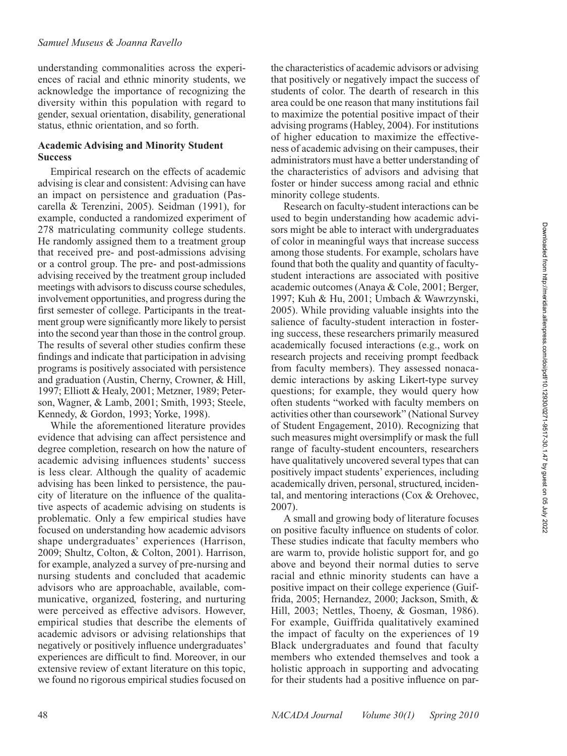understanding commonalities across the experiences of racial and ethnic minority students, we acknowledge the importance of recognizing the diversity within this population with regard to gender, sexual orientation, disability, generational status, ethnic orientation, and so forth.

### Academic Advising and Minority Student Success

Empirical research on the effects of academic advising is clear and consistent: Advising can have an impact on persistence and graduation (Pascarella & Terenzini, 2005). Seidman (1991), for example, conducted a randomized experiment of 278 matriculating community college students. He randomly assigned them to a treatment group that received pre- and post-admissions advising or a control group. The pre- and post-admissions advising received by the treatment group included meetings with advisors to discuss course schedules, involvement opportunities, and progress during the first semester of college. Participants in the treatment group were significantly more likely to persist into the second year than those in the control group. The results of several other studies confirm these findings and indicate that participation in advising programs is positively associated with persistence and graduation (Austin, Cherny, Crowner, & Hill, 1997; Elliott & Healy, 2001; Metzner, 1989; Peterson, Wagner, & Lamb, 2001; Smith, 1993; Steele, Kennedy, & Gordon, 1993; Yorke, 1998).

While the aforementioned literature provides evidence that advising can affect persistence and degree completion, research on how the nature of academic advising influences students' success is less clear. Although the quality of academic advising has been linked to persistence, the paucity of literature on the influence of the qualitative aspects of academic advising on students is problematic. Only a few empirical studies have focused on understanding how academic advisors shape undergraduates' experiences (Harrison, 2009; Shultz, Colton, & Colton, 2001). Harrison, for example, analyzed a survey of pre-nursing and nursing students and concluded that academic advisors who are approachable, available, communicative, organized, fostering, and nurturing were perceived as effective advisors. However, empirical studies that describe the elements of academic advisors or advising relationships that negatively or positively influence undergraduates' experiences are difficult to find. Moreover, in our extensive review of extant literature on this topic, we found no rigorous empirical studies focused on the characteristics of academic advisors or advising that positively or negatively impact the success of students of color. The dearth of research in this area could be one reason that many institutions fail to maximize the potential positive impact of their advising programs (Habley, 2004). For institutions of higher education to maximize the effectiveness of academic advising on their campuses, their administrators must have a better understanding of the characteristics of advisors and advising that foster or hinder success among racial and ethnic minority college students.

Research on faculty-student interactions can be used to begin understanding how academic advisors might be able to interact with undergraduates of color in meaningful ways that increase success among those students. For example, scholars have found that both the quality and quantity of faculty-student interactions are associated with positive academic outcomes (Anaya & Cole, 2001; Berger, 1997; Kuh & Hu, 2001; Umbach & Wawrzynski, 2005). While providing valuable insights into the salience of faculty-student interaction in fostering success, these researchers primarily measured academically focused interactions (e.g., work on research projects and receiving prompt feedback from faculty members). They assessed nonacademic interactions by asking Likert-type survey questions; for example, they would query how often students "worked with faculty members on activities other than coursework" (National Survey of Student Engagement, 2010). Recognizing that such measures might oversimplify or mask the full range of faculty-student encounters, researchers have qualitatively uncovered several types that can positively impact students' experiences, including academically driven, personal, structured, incidental, and mentoring interactions (Cox & Orehovec, 2007).

A small and growing body of literature focuses on positive faculty influence on students of color. These studies indicate that faculty members who are warm to, provide holistic support for, and go above and beyond their normal duties to serve racial and ethnic minority students can have a positive impact on their college experience (Guiffrida, 2005; Hernandez, 2000; Jackson, Smith, & Hill, 2003; Nettles, Thoeny, & Gosman, 1986). For example, Guiffrida qualitatively examined the impact of faculty on the experiences of 19 Black undergraduates and found that faculty members who extended themselves and took a holistic approach in supporting and advocating for their students had a positive influence on par-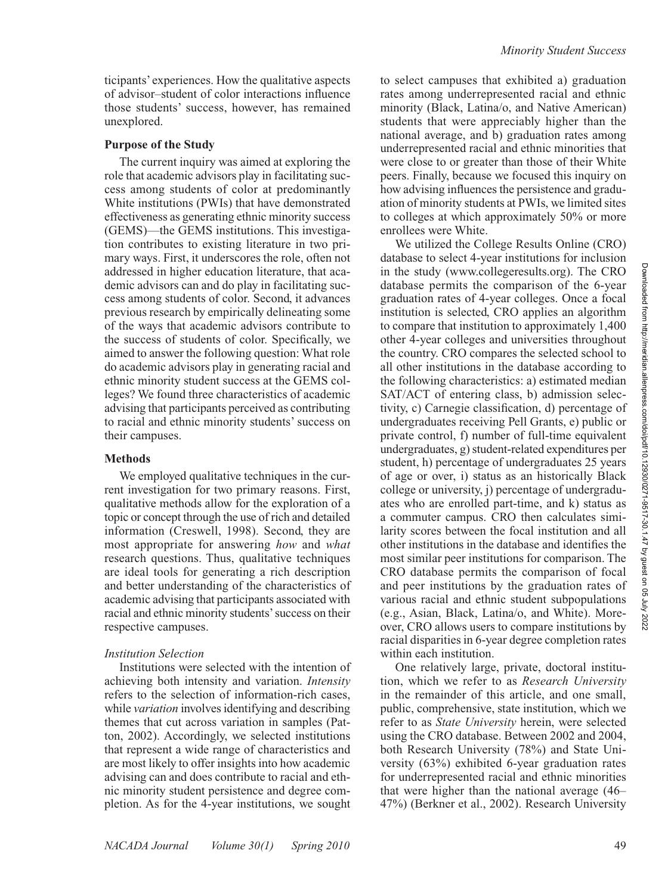ticipants' experiences. How the qualitative aspects of advisor–student of color interactions influence those students' success, however, has remained unexplored.

### Purpose of the Study

The current inquiry was aimed at exploring the role that academic advisors play in facilitating success among students of color at predominantly White institutions (PWIs) that have demonstrated effectiveness as generating ethnic minority success (GEMS)—the GEMS institutions. This investigation contributes to existing literature in two primary ways. First, it underscores the role, often not addressed in higher education literature, that academic advisors can and do play in facilitating success among students of color. Second, it advances previous research by empirically delineating some of the ways that academic advisors contribute to the success of students of color. Specifically, we aimed to answer the following question: What role do academic advisors play in generating racial and ethnic minority student success at the GEMS colleges? We found three characteristics of academic advising that participants perceived as contributing to racial and ethnic minority students' success on their campuses.

### Methods

We employed qualitative techniques in the current investigation for two primary reasons. First, qualitative methods allow for the exploration of a topic or concept through the use of rich and detailed information (Creswell, 1998). Second, they are most appropriate for answering *how* and *what* research questions. Thus, qualitative techniques are ideal tools for generating a rich description and better understanding of the characteristics of academic advising that participants associated with racial and ethnic minority students' success on their respective campuses.

#### *Institution Selection*

Institutions were selected with the intention of achieving both intensity and variation. *Intensity* refers to the selection of information-rich cases, while *variation* involves identifying and describing themes that cut across variation in samples (Patton, 2002). Accordingly, we selected institutions that represent a wide range of characteristics and are most likely to offer insights into how academic advising can and does contribute to racial and ethnic minority student persistence and degree completion. As for the 4-year institutions, we sought to select campuses that exhibited a) graduation rates among underrepresented racial and ethnic minority (Black, Latina/o, and Native American) students that were appreciably higher than the national average, and b) graduation rates among underrepresented racial and ethnic minorities that were close to or greater than those of their White peers. Finally, because we focused this inquiry on how advising influences the persistence and graduation of minority students at PWIs, we limited sites to colleges at which approximately 50% or more enrollees were White.

We utilized the College Results Online (CRO) database to select 4-year institutions for inclusion in the study (www.collegeresults.org). The CRO database permits the comparison of the 6-year graduation rates of 4-year colleges. Once a focal institution is selected, CRO applies an algorithm to compare that institution to approximately 1,400 other 4-year colleges and universities throughout the country. CRO compares the selected school to all other institutions in the database according to the following characteristics: a) estimated median SAT/ACT of entering class, b) admission selectivity, c) Carnegie classification, d) percentage of undergraduates receiving Pell Grants, e) public or private control, f) number of full-time equivalent undergraduates, g) student-related expenditures per student, h) percentage of undergraduates 25 years of age or over, i) status as an historically Black college or university, j) percentage of undergraduates who are enrolled part-time, and k) status as a commuter campus. CRO then calculates similarity scores between the focal institution and all other institutions in the database and identifies the most similar peer institutions for comparison. The CRO database permits the comparison of focal and peer institutions by the graduation rates of various racial and ethnic student subpopulations (e.g., Asian, Black, Latina/o, and White). Moreover, CRO allows users to compare institutions by racial disparities in 6-year degree completion rates within each institution.

One relatively large, private, doctoral institution, which we refer to as *Research University* in the remainder of this article, and one small, public, comprehensive, state institution, which we refer to as *State University* herein, were selected using the CRO database. Between 2002 and 2004, both Research University (78%) and State University (63%) exhibited 6-year graduation rates for underrepresented racial and ethnic minorities that were higher than the national average (46–47%) (Berkner et al., 2002). Research University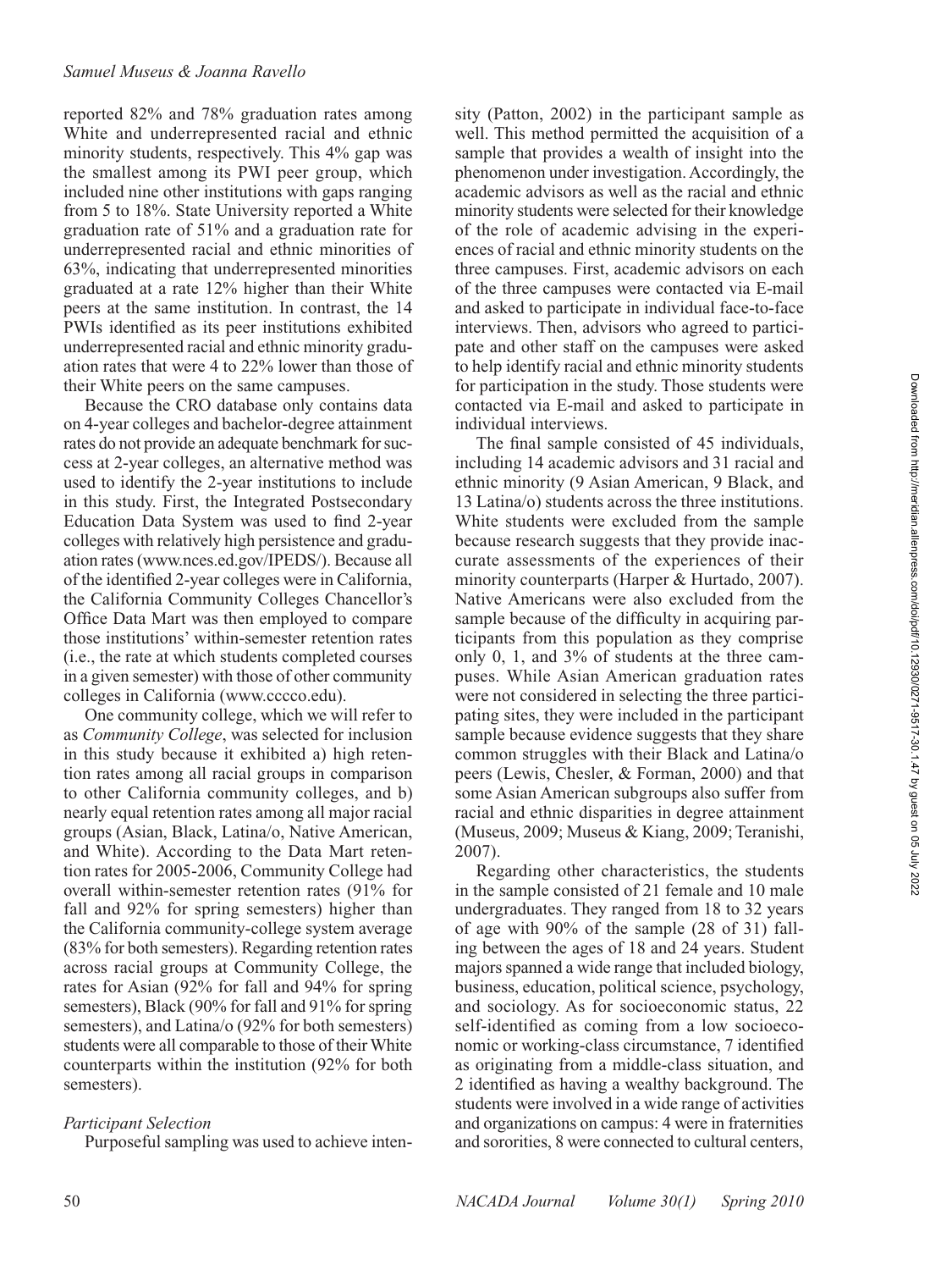reported 82% and 78% graduation rates among White and underrepresented racial and ethnic minority students, respectively. This 4% gap was the smallest among its PWI peer group, which included nine other institutions with gaps ranging from 5 to 18%. State University reported a White graduation rate of 51% and a graduation rate for underrepresented racial and ethnic minorities of 63%, indicating that underrepresented minorities graduated at a rate 12% higher than their White peers at the same institution. In contrast, the 14 PWIs identified as its peer institutions exhibited underrepresented racial and ethnic minority graduation rates that were 4 to 22% lower than those of their White peers on the same campuses.

Because the CRO database only contains data on 4-year colleges and bachelor-degree attainment rates do not provide an adequate benchmark for success at 2-year colleges, an alternative method was used to identify the 2-year institutions to include in this study. First, the Integrated Postsecondary Education Data System was used to find 2-year colleges with relatively high persistence and graduation rates (www.nces.ed.gov/IPEDS/). Because all of the identified 2-year colleges were in California, the California Community Colleges Chancellor's Office Data Mart was then employed to compare those institutions' within-semester retention rates (i.e., the rate at which students completed courses in a given semester) with those of other community colleges in California (www.cccco.edu).

One community college, which we will refer to as *Community College*, was selected for inclusion in this study because it exhibited a) high retention rates among all racial groups in comparison to other California community colleges, and b) nearly equal retention rates among all major racial groups (Asian, Black, Latina/o, Native American, and White). According to the Data Mart retention rates for 2005-2006, Community College had overall within-semester retention rates (91% for fall and 92% for spring semesters) higher than the California community-college system average (83% for both semesters). Regarding retention rates across racial groups at Community College, the rates for Asian (92% for fall and 94% for spring semesters), Black (90% for fall and 91% for spring semesters), and Latina/o (92% for both semesters) students were all comparable to those of their White counterparts within the institution (92% for both semesters).

### *Participant Selection*

Purposeful sampling was used to achieve intensity (Patton, 2002) in the participant sample as well. This method permitted the acquisition of a sample that provides a wealth of insight into the phenomenon under investigation. Accordingly, the academic advisors as well as the racial and ethnic minority students were selected for their knowledge of the role of academic advising in the experiences of racial and ethnic minority students on the three campuses. First, academic advisors on each of the three campuses were contacted via E-mail and asked to participate in individual face-to-face interviews. Then, advisors who agreed to participate and other staff on the campuses were asked to help identify racial and ethnic minority students for participation in the study. Those students were contacted via E-mail and asked to participate in individual interviews.

The final sample consisted of 45 individuals, including 14 academic advisors and 31 racial and ethnic minority (9 Asian American, 9 Black, and 13 Latina/o) students across the three institutions. White students were excluded from the sample because research suggests that they provide inaccurate assessments of the experiences of their minority counterparts (Harper & Hurtado, 2007). Native Americans were also excluded from the sample because of the difficulty in acquiring participants from this population as they comprise only 0, 1, and 3% of students at the three campuses. While Asian American graduation rates were not considered in selecting the three participating sites, they were included in the participant sample because evidence suggests that they share common struggles with their Black and Latina/o peers (Lewis, Chesler, & Forman, 2000) and that some Asian American subgroups also suffer from racial and ethnic disparities in degree attainment (Museus, 2009; Museus & Kiang, 2009; Teranishi, 2007).

Regarding other characteristics, the students in the sample consisted of 21 female and 10 male undergraduates. They ranged from 18 to 32 years of age with 90% of the sample (28 of 31) falling between the ages of 18 and 24 years. Student majors spanned a wide range that included biology, business, education, political science, psychology, and sociology. As for socioeconomic status, 22 self-identified as coming from a low socioeconomic or working-class circumstance, 7 identified as originating from a middle-class situation, and 2 identified as having a wealthy background. The students were involved in a wide range of activities and organizations on campus: 4 were in fraternities and sororities, 8 were connected to cultural centers,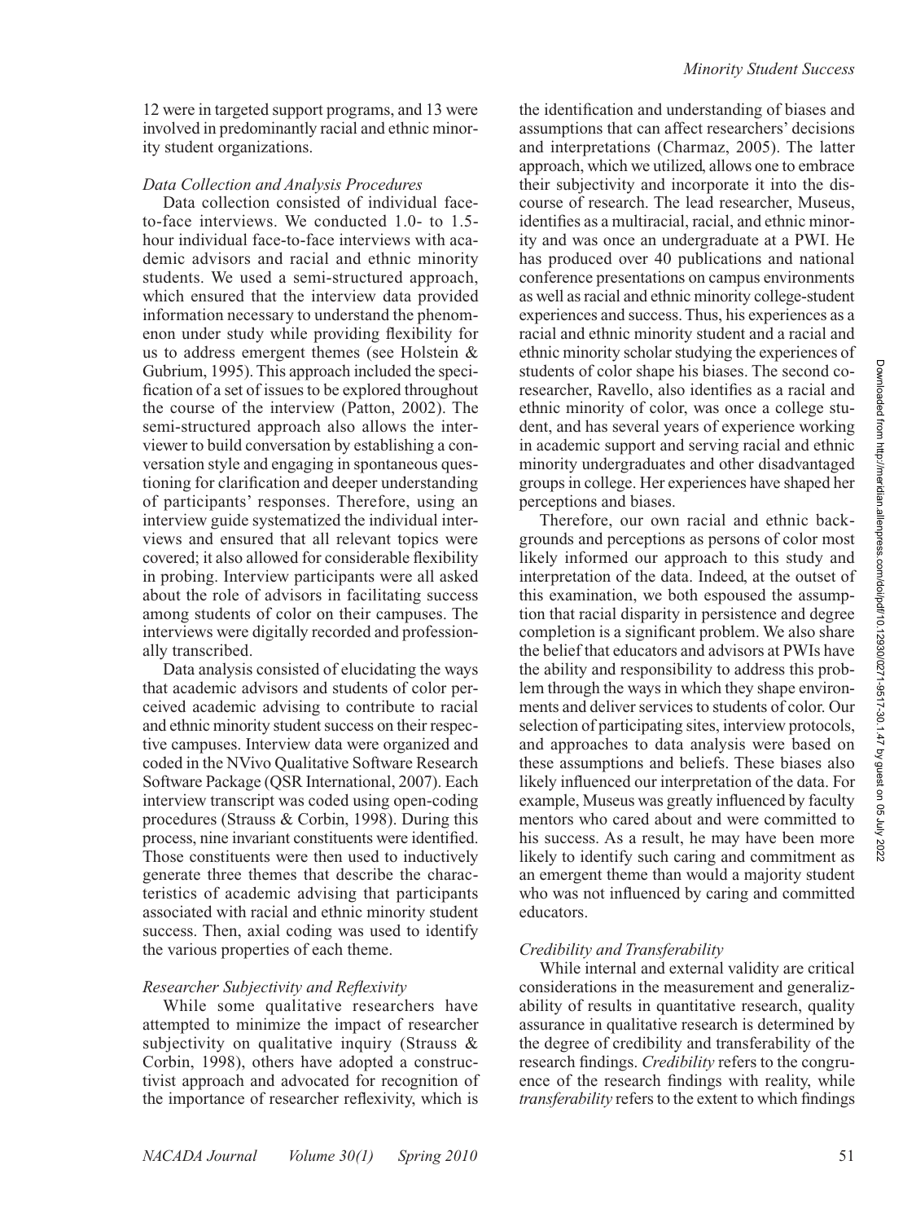12 were in targeted support programs, and 13 were involved in predominantly racial and ethnic minority student organizations.

### *Data Collection and Analysis Procedures*

Data collection consisted of individual face-to-face interviews. We conducted 1.0- to 1.5-hour individual face-to-face interviews with academic advisors and racial and ethnic minority students. We used a semi-structured approach, which ensured that the interview data provided information necessary to understand the phenomenon under study while providing flexibility for us to address emergent themes (see Holstein & Gubrium, 1995). This approach included the specification of a set of issues to be explored throughout the course of the interview (Patton, 2002). The semi-structured approach also allows the interviewer to build conversation by establishing a conversation style and engaging in spontaneous questioning for clarification and deeper understanding of participants' responses. Therefore, using an interview guide systematized the individual interviews and ensured that all relevant topics were covered; it also allowed for considerable flexibility in probing. Interview participants were all asked about the role of advisors in facilitating success among students of color on their campuses. The interviews were digitally recorded and professionally transcribed.

Data analysis consisted of elucidating the ways that academic advisors and students of color perceived academic advising to contribute to racial and ethnic minority student success on their respective campuses. Interview data were organized and coded in the NVivo Qualitative Software Research Software Package (QSR International, 2007). Each interview transcript was coded using open-coding procedures (Strauss & Corbin, 1998). During this process, nine invariant constituents were identified. Those constituents were then used to inductively generate three themes that describe the characteristics of academic advising that participants associated with racial and ethnic minority student success. Then, axial coding was used to identify the various properties of each theme.

### *Researcher Subjectivity and Reflexivity*

While some qualitative researchers have attempted to minimize the impact of researcher subjectivity on qualitative inquiry (Strauss & Corbin, 1998), others have adopted a constructivist approach and advocated for recognition of the importance of researcher reflexivity, which is the identification and understanding of biases and assumptions that can affect researchers' decisions and interpretations (Charmaz, 2005). The latter approach, which we utilized, allows one to embrace their subjectivity and incorporate it into the discourse of research. The lead researcher, Museus, identifies as a multiracial, racial, and ethnic minority and was once an undergraduate at a PWI. He has produced over 40 publications and national conference presentations on campus environments as well as racial and ethnic minority college-student experiences and success. Thus, his experiences as a racial and ethnic minority student and a racial and ethnic minority scholar studying the experiences of students of color shape his biases. The second co-researcher, Ravello, also identifies as a racial and ethnic minority of color, was once a college student, and has several years of experience working in academic support and serving racial and ethnic minority undergraduates and other disadvantaged groups in college. Her experiences have shaped her perceptions and biases.

Therefore, our own racial and ethnic backgrounds and perceptions as persons of color most likely informed our approach to this study and interpretation of the data. Indeed, at the outset of this examination, we both espoused the assumption that racial disparity in persistence and degree completion is a significant problem. We also share the belief that educators and advisors at PWIs have the ability and responsibility to address this problem through the ways in which they shape environments and deliver services to students of color. Our selection of participating sites, interview protocols, and approaches to data analysis were based on these assumptions and beliefs. These biases also likely influenced our interpretation of the data. For example, Museus was greatly influenced by faculty mentors who cared about and were committed to his success. As a result, he may have been more likely to identify such caring and commitment as an emergent theme than would a majority student who was not influenced by caring and committed educators.

### *Credibility and Transferability*

While internal and external validity are critical considerations in the measurement and generalizability of results in quantitative research, quality assurance in qualitative research is determined by the degree of credibility and transferability of the research findings. *Credibility* refers to the congruence of the research findings with reality, while *transferability* refers to the extent to which findings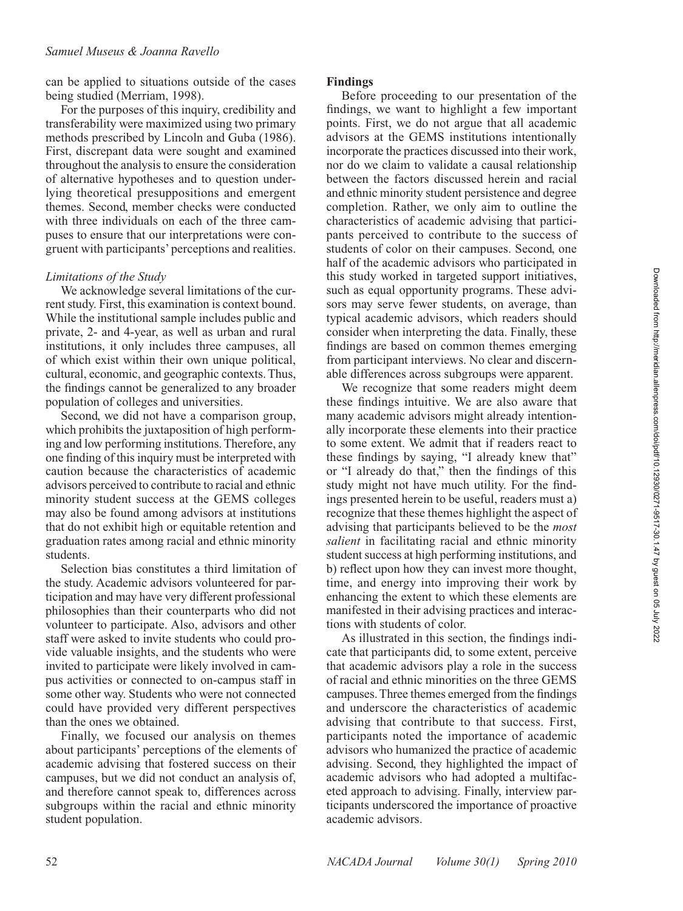can be applied to situations outside of the cases being studied (Merriam, 1998).

For the purposes of this inquiry, credibility and transferability were maximized using two primary methods prescribed by Lincoln and Guba (1986). First, discrepant data were sought and examined throughout the analysis to ensure the consideration of alternative hypotheses and to question underlying theoretical presuppositions and emergent themes. Second, member checks were conducted with three individuals on each of the three campuses to ensure that our interpretations were congruent with participants' perceptions and realities.

### *Limitations of the Study*

We acknowledge several limitations of the current study. First, this examination is context bound. While the institutional sample includes public and private, 2- and 4-year, as well as urban and rural institutions, it only includes three campuses, all of which exist within their own unique political, cultural, economic, and geographic contexts. Thus, the findings cannot be generalized to any broader population of colleges and universities.

Second, we did not have a comparison group, which prohibits the juxtaposition of high performing and low performing institutions. Therefore, any one finding of this inquiry must be interpreted with caution because the characteristics of academic advisors perceived to contribute to racial and ethnic minority student success at the GEMS colleges may also be found among advisors at institutions that do not exhibit high or equitable retention and graduation rates among racial and ethnic minority students.

Selection bias constitutes a third limitation of the study. Academic advisors volunteered for participation and may have very different professional philosophies than their counterparts who did not volunteer to participate. Also, advisors and other staff were asked to invite students who could provide valuable insights, and the students who were invited to participate were likely involved in campus activities or connected to on-campus staff in some other way. Students who were not connected could have provided very different perspectives than the ones we obtained.

Finally, we focused our analysis on themes about participants' perceptions of the elements of academic advising that fostered success on their campuses, but we did not conduct an analysis of, and therefore cannot speak to, differences across subgroups within the racial and ethnic minority student population.

## Findings

Before proceeding to our presentation of the findings, we want to highlight a few important points. First, we do not argue that all academic advisors at the GEMS institutions intentionally incorporate the practices discussed into their work, nor do we claim to validate a causal relationship between the factors discussed herein and racial and ethnic minority student persistence and degree completion. Rather, we only aim to outline the characteristics of academic advising that participants perceived to contribute to the success of students of color on their campuses. Second, one half of the academic advisors who participated in this study worked in targeted support initiatives, such as equal opportunity programs. These advisors may serve fewer students, on average, than typical academic advisors, which readers should consider when interpreting the data. Finally, these findings are based on common themes emerging from participant interviews. No clear and discernable differences across subgroups were apparent.

We recognize that some readers might deem these findings intuitive. We are also aware that many academic advisors might already intentionally incorporate these elements into their practice to some extent. We admit that if readers react to these findings by saying, "I already knew that" or "I already do that," then the findings of this study might not have much utility. For the findings presented herein to be useful, readers must a) recognize that these themes highlight the aspect of advising that participants believed to be the *most salient* in facilitating racial and ethnic minority student success at high performing institutions, and b) reflect upon how they can invest more thought, time, and energy into improving their work by enhancing the extent to which these elements are manifested in their advising practices and interactions with students of color.

As illustrated in this section, the findings indicate that participants did, to some extent, perceive that academic advisors play a role in the success of racial and ethnic minorities on the three GEMS campuses. Three themes emerged from the findings and underscore the characteristics of academic advising that contribute to that success. First, participants noted the importance of academic advisors who humanized the practice of academic advising. Second, they highlighted the impact of academic advisors who had adopted a multifaceted approach to advising. Finally, interview participants underscored the importance of proactive academic advisors.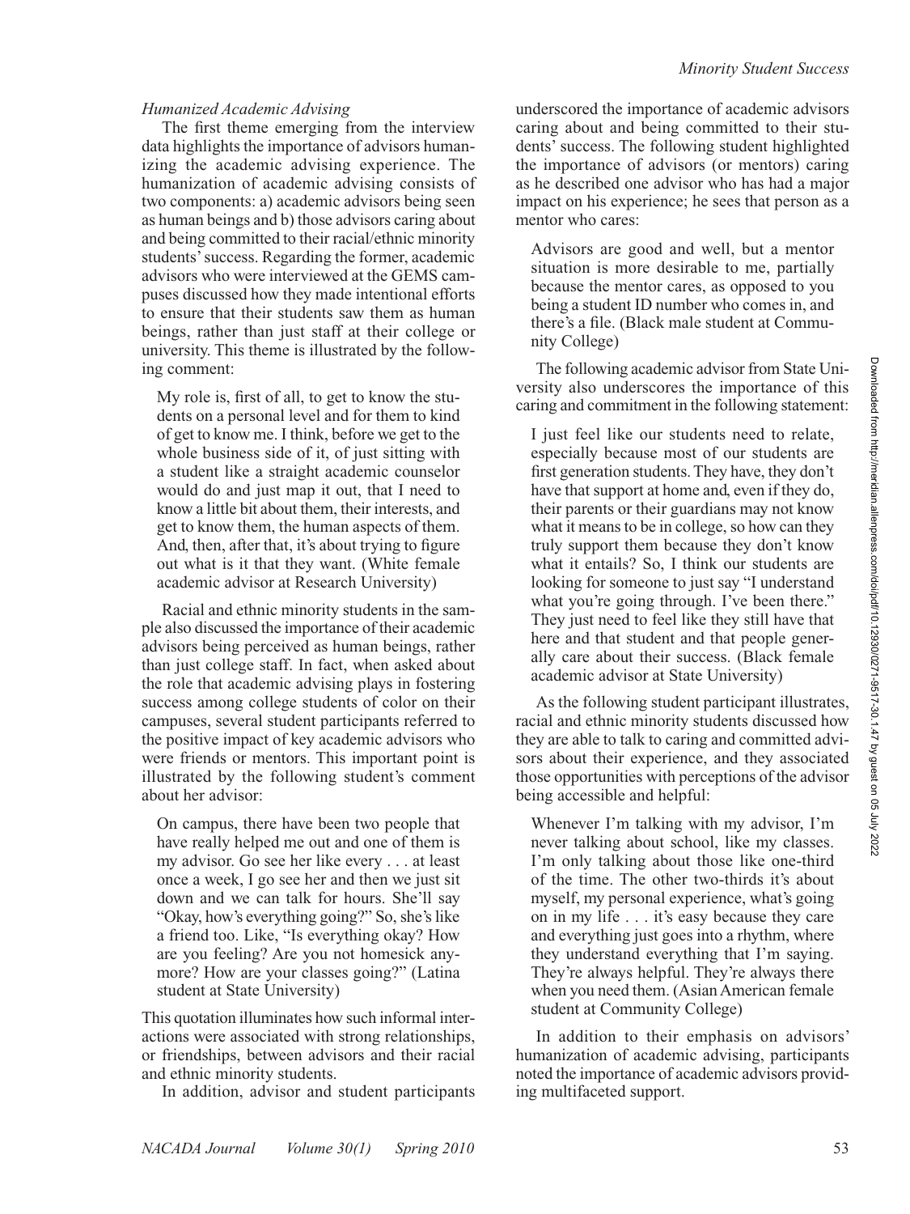### *Humanized Academic Advising*

The first theme emerging from the interview data highlights the importance of advisors humanizing the academic advising experience. The humanization of academic advising consists of two components: a) academic advisors being seen as human beings and b) those advisors caring about and being committed to their racial/ethnic minority students' success. Regarding the former, academic advisors who were interviewed at the GEMS campuses discussed how they made intentional efforts to ensure that their students saw them as human beings, rather than just staff at their college or university. This theme is illustrated by the following comment:

> My role is, first of all, to get to know the students on a personal level and for them to kind of get to know me. I think, before we get to the whole business side of it, of just sitting with a student like a straight academic counselor would do and just map it out, that I need to know a little bit about them, their interests, and get to know them, the human aspects of them. And, then, after that, it's about trying to figure out what is it that they want. (White female academic advisor at Research University)

Racial and ethnic minority students in the sample also discussed the importance of their academic advisors being perceived as human beings, rather than just college staff. In fact, when asked about the role that academic advising plays in fostering success among college students of color on their campuses, several student participants referred to the positive impact of key academic advisors who were friends or mentors. This important point is illustrated by the following student's comment about her advisor:

> On campus, there have been two people that have really helped me out and one of them is my advisor. Go see her like every . . . at least once a week, I go see her and then we just sit down and we can talk for hours. She'll say "Okay, how's everything going?" So, she's like a friend too. Like, "Is everything okay? How are you feeling? Are you not homesick anymore? How are your classes going?" (Latina student at State University)

This quotation illuminates how such informal interactions were associated with strong relationships, or friendships, between advisors and their racial and ethnic minority students.

In addition, advisor and student participants underscored the importance of academic advisors caring about and being committed to their students' success. The following student highlighted the importance of advisors (or mentors) caring as he described one advisor who has had a major impact on his experience; he sees that person as a mentor who cares:

> Advisors are good and well, but a mentor situation is more desirable to me, partially because the mentor cares, as opposed to you being a student ID number who comes in, and there's a file. (Black male student at Community College)

The following academic advisor from State University also underscores the importance of this caring and commitment in the following statement:

> I just feel like our students need to relate, especially because most of our students are first generation students. They have, they don't have that support at home and, even if they do, their parents or their guardians may not know what it means to be in college, so how can they truly support them because they don't know what it entails? So, I think our students are looking for someone to just say "I understand what you're going through. I've been there." They just need to feel like they still have that here and that student and that people generally care about their success. (Black female academic advisor at State University)

As the following student participant illustrates, racial and ethnic minority students discussed how they are able to talk to caring and committed advisors about their experience, and they associated those opportunities with perceptions of the advisor being accessible and helpful:

> Whenever I'm talking with my advisor, I'm never talking about school, like my classes. I'm only talking about those like one-third of the time. The other two-thirds it's about myself, my personal experience, what's going on in my life . . . it's easy because they care and everything just goes into a rhythm, where they understand everything that I'm saying. They're always helpful. They're always there when you need them. (Asian American female student at Community College)

In addition to their emphasis on advisors' humanization of academic advising, participants noted the importance of academic advisors providing multifaceted support.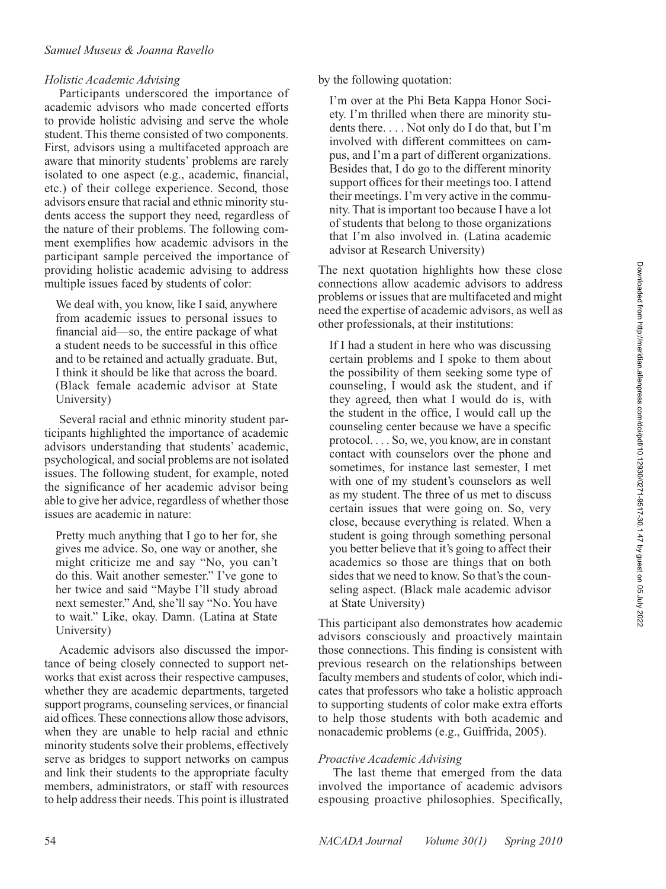### *Holistic Academic Advising*

Participants underscored the importance of academic advisors who made concerted efforts to provide holistic advising and serve the whole student. This theme consisted of two components. First, advisors using a multifaceted approach are aware that minority students' problems are rarely isolated to one aspect (e.g., academic, financial, etc.) of their college experience. Second, those advisors ensure that racial and ethnic minority students access the support they need, regardless of the nature of their problems. The following comment exemplifies how academic advisors in the participant sample perceived the importance of providing holistic academic advising to address multiple issues faced by students of color:

> We deal with, you know, like I said, anywhere from academic issues to personal issues to financial aid—so, the entire package of what a student needs to be successful in this office and to be retained and actually graduate. But, I think it should be like that across the board. (Black female academic advisor at State University)

Several racial and ethnic minority student participants highlighted the importance of academic advisors understanding that students' academic, psychological, and social problems are not isolated issues. The following student, for example, noted the significance of her academic advisor being able to give her advice, regardless of whether those issues are academic in nature:

> Pretty much anything that I go to her for, she gives me advice. So, one way or another, she might criticize me and say "No, you can't do this. Wait another semester." I've gone to her twice and said "Maybe I'll study abroad next semester." And, she'll say "No. You have to wait." Like, okay. Damn. (Latina at State University)

Academic advisors also discussed the importance of being closely connected to support networks that exist across their respective campuses, whether they are academic departments, targeted support programs, counseling services, or financial aid offices. These connections allow those advisors, when they are unable to help racial and ethnic minority students solve their problems, effectively serve as bridges to support networks on campus and link their students to the appropriate faculty members, administrators, or staff with resources to help address their needs. This point is illustrated by the following quotation:

> I'm over at the Phi Beta Kappa Honor Society. I'm thrilled when there are minority students there. . . . Not only do I do that, but I'm involved with different committees on campus, and I'm a part of different organizations. Besides that, I do go to the different minority support offices for their meetings too. I attend their meetings. I'm very active in the community. That is important too because I have a lot of students that belong to those organizations that I'm also involved in. (Latina academic advisor at Research University)

The next quotation highlights how these close connections allow academic advisors to address problems or issues that are multifaceted and might need the expertise of academic advisors, as well as other professionals, at their institutions:

> If I had a student in here who was discussing certain problems and I spoke to them about the possibility of them seeking some type of counseling, I would ask the student, and if they agreed, then what I would do is, with the student in the office, I would call up the counseling center because we have a specific protocol. . . . So, we, you know, are in constant contact with counselors over the phone and sometimes, for instance last semester, I met with one of my student's counselors as well as my student. The three of us met to discuss certain issues that were going on. So, very close, because everything is related. When a student is going through something personal you better believe that it's going to affect their academics so those are things that on both sides that we need to know. So that's the counseling aspect. (Black male academic advisor at State University)

This participant also demonstrates how academic advisors consciously and proactively maintain those connections. This finding is consistent with previous research on the relationships between faculty members and students of color, which indicates that professors who take a holistic approach to supporting students of color make extra efforts to help those students with both academic and nonacademic problems (e.g., Guiffrida, 2005).

### *Proactive Academic Advising*

The last theme that emerged from the data involved the importance of academic advisors espousing proactive philosophies. Specifically,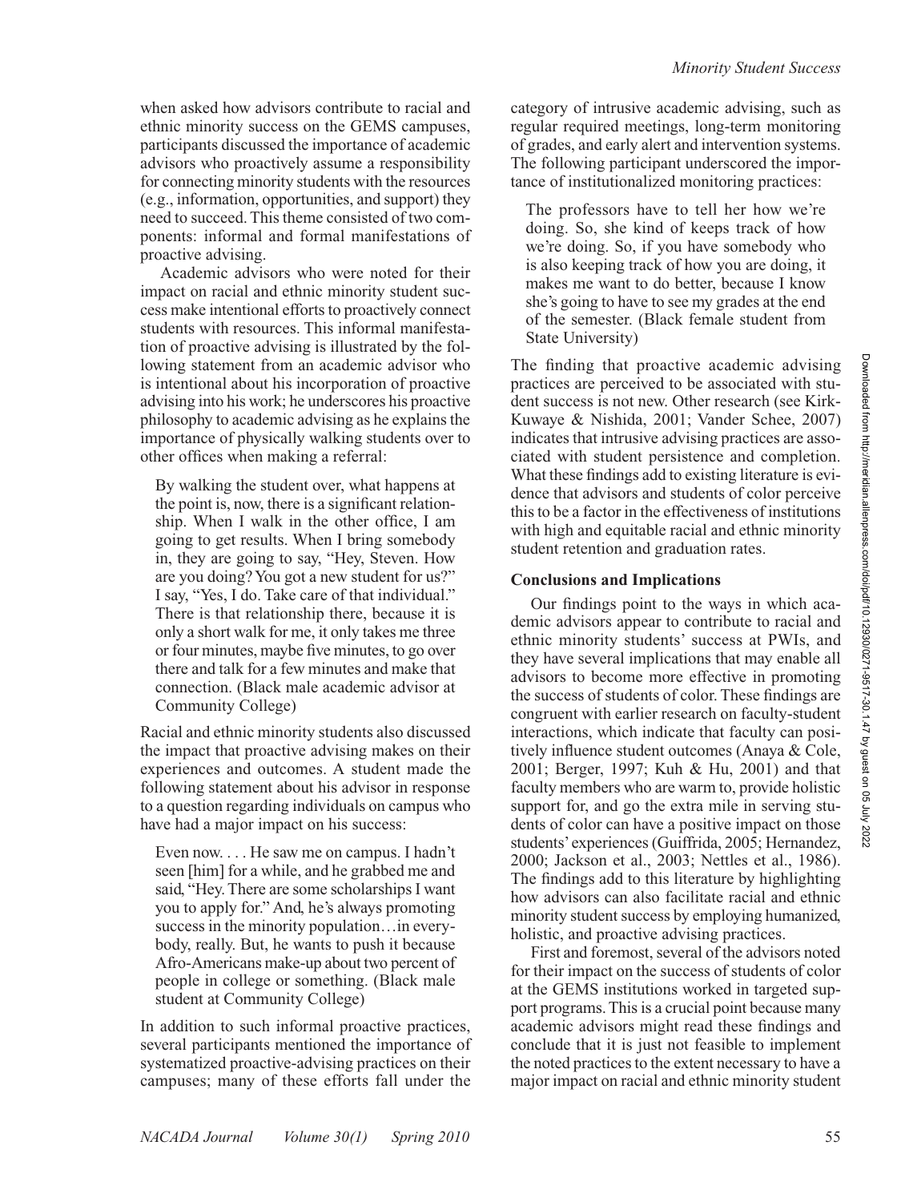when asked how advisors contribute to racial and ethnic minority success on the GEMS campuses, participants discussed the importance of academic advisors who proactively assume a responsibility for connecting minority students with the resources (e.g., information, opportunities, and support) they need to succeed. This theme consisted of two components: informal and formal manifestations of proactive advising.

Academic advisors who were noted for their impact on racial and ethnic minority student success make intentional efforts to proactively connect students with resources. This informal manifestation of proactive advising is illustrated by the following statement from an academic advisor who is intentional about his incorporation of proactive advising into his work; he underscores his proactive philosophy to academic advising as he explains the importance of physically walking students over to other offices when making a referral:

> By walking the student over, what happens at the point is, now, there is a significant relationship. When I walk in the other office, I am going to get results. When I bring somebody in, they are going to say, "Hey, Steven. How are you doing? You got a new student for us?" I say, "Yes, I do. Take care of that individual." There is that relationship there, because it is only a short walk for me, it only takes me three or four minutes, maybe five minutes, to go over there and talk for a few minutes and make that connection. (Black male academic advisor at Community College)

Racial and ethnic minority students also discussed the impact that proactive advising makes on their experiences and outcomes. A student made the following statement about his advisor in response to a question regarding individuals on campus who have had a major impact on his success:

> Even now. . . . He saw me on campus. I hadn't seen [him] for a while, and he grabbed me and said, "Hey. There are some scholarships I want you to apply for." And, he's always promoting success in the minority population…in everybody, really. But, he wants to push it because Afro-Americans make-up about two percent of people in college or something. (Black male student at Community College)

In addition to such informal proactive practices, several participants mentioned the importance of systematized proactive-advising practices on their campuses; many of these efforts fall under the category of intrusive academic advising, such as regular required meetings, long-term monitoring of grades, and early alert and intervention systems. The following participant underscored the importance of institutionalized monitoring practices:

> The professors have to tell her how we're doing. So, she kind of keeps track of how we're doing. So, if you have somebody who is also keeping track of how you are doing, it makes me want to do better, because I know she's going to have to see my grades at the end of the semester. (Black female student from State University)

The finding that proactive academic advising practices are perceived to be associated with student success is not new. Other research (see Kirk-Kuwaye & Nishida, 2001; Vander Schee, 2007) indicates that intrusive advising practices are associated with student persistence and completion. What these findings add to existing literature is evidence that advisors and students of color perceive this to be a factor in the effectiveness of institutions with high and equitable racial and ethnic minority student retention and graduation rates.

## Conclusions and Implications

Our findings point to the ways in which academic advisors appear to contribute to racial and ethnic minority students' success at PWIs, and they have several implications that may enable all advisors to become more effective in promoting the success of students of color. These findings are congruent with earlier research on faculty-student interactions, which indicate that faculty can positively influence student outcomes (Anaya & Cole, 2001; Berger, 1997; Kuh & Hu, 2001) and that faculty members who are warm to, provide holistic support for, and go the extra mile in serving students of color can have a positive impact on those students' experiences (Guiffrida, 2005; Hernandez, 2000; Jackson et al., 2003; Nettles et al., 1986). The findings add to this literature by highlighting how advisors can also facilitate racial and ethnic minority student success by employing humanized, holistic, and proactive advising practices.

First and foremost, several of the advisors noted for their impact on the success of students of color at the GEMS institutions worked in targeted support programs. This is a crucial point because many academic advisors might read these findings and conclude that it is just not feasible to implement the noted practices to the extent necessary to have a major impact on racial and ethnic minority student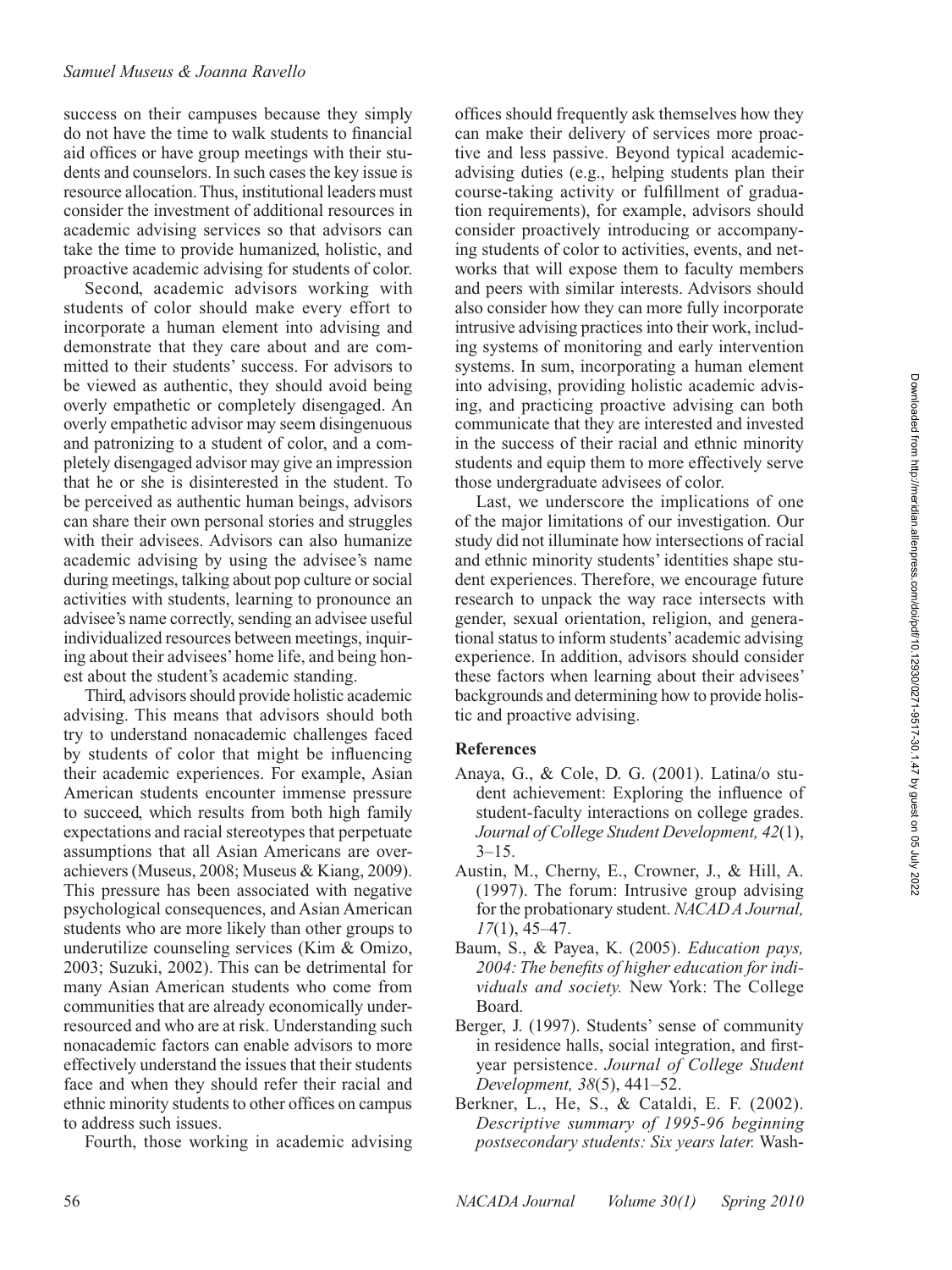success on their campuses because they simply do not have the time to walk students to financial aid offices or have group meetings with their students and counselors. In such cases the key issue is resource allocation. Thus, institutional leaders must consider the investment of additional resources in academic advising services so that advisors can take the time to provide humanized, holistic, and proactive academic advising for students of color.

Second, academic advisors working with students of color should make every effort to incorporate a human element into advising and demonstrate that they care about and are committed to their students' success. For advisors to be viewed as authentic, they should avoid being overly empathetic or completely disengaged. An overly empathetic advisor may seem disingenuous and patronizing to a student of color, and a completely disengaged advisor may give an impression that he or she is disinterested in the student. To be perceived as authentic human beings, advisors can share their own personal stories and struggles with their advisees. Advisors can also humanize academic advising by using the advisee's name during meetings, talking about pop culture or social activities with students, learning to pronounce an advisee's name correctly, sending an advisee useful individualized resources between meetings, inquiring about their advisees' home life, and being honest about the student's academic standing.

Third, advisors should provide holistic academic advising. This means that advisors should both try to understand nonacademic challenges faced by students of color that might be influencing their academic experiences. For example, Asian American students encounter immense pressure to succeed, which results from both high family expectations and racial stereotypes that perpetuate assumptions that all Asian Americans are overachievers (Museus, 2008; Museus & Kiang, 2009). This pressure has been associated with negative psychological consequences, and Asian American students who are more likely than other groups to underutilize counseling services (Kim & Omizo, 2003; Suzuki, 2002). This can be detrimental for many Asian American students who come from communities that are already economically underresourced and who are at risk. Understanding such nonacademic factors can enable advisors to more effectively understand the issues that their students face and when they should refer their racial and ethnic minority students to other offices on campus to address such issues.

Fourth, those working in academic advising offices should frequently ask themselves how they can make their delivery of services more proactive and less passive. Beyond typical academic-advising duties (e.g., helping students plan their course-taking activity or fulfillment of graduation requirements), for example, advisors should consider proactively introducing or accompanying students of color to activities, events, and networks that will expose them to faculty members and peers with similar interests. Advisors should also consider how they can more fully incorporate intrusive advising practices into their work, including systems of monitoring and early intervention systems. In sum, incorporating a human element into advising, providing holistic academic advising, and practicing proactive advising can both communicate that they are interested and invested in the success of their racial and ethnic minority students and equip them to more effectively serve those undergraduate advisees of color.

Last, we underscore the implications of one of the major limitations of our investigation. Our study did not illuminate how intersections of racial and ethnic minority students' identities shape student experiences. Therefore, we encourage future research to unpack the way race intersects with gender, sexual orientation, religion, and generational status to inform students' academic advising experience. In addition, advisors should consider these factors when learning about their advisees' backgrounds and determining how to provide holistic and proactive advising.

## References

Anaya, G., & Cole, D. G. (2001). Latina/o student achievement: Exploring the influence of student-faculty interactions on college grades. *Journal of College Student Development, 42*(1), 3–15.

Austin, M., Cherny, E., Crowner, J., & Hill, A. (1997). The forum: Intrusive group advising for the probationary student. *NACADA Journal, 17*(1), 45–47.

Baum, S., & Payea, K. (2005). *Education pays, 2004: The benefits of higher education for individuals and society.* New York: The College Board.

Berger, J. (1997). Students' sense of community in residence halls, social integration, and first-year persistence. *Journal of College Student Development, 38*(5), 441–52.

Berkner, L., He, S., & Cataldi, E. F. (2002). *Descriptive summary of 1995-96 beginning postsecondary students: Six years later.* Wash-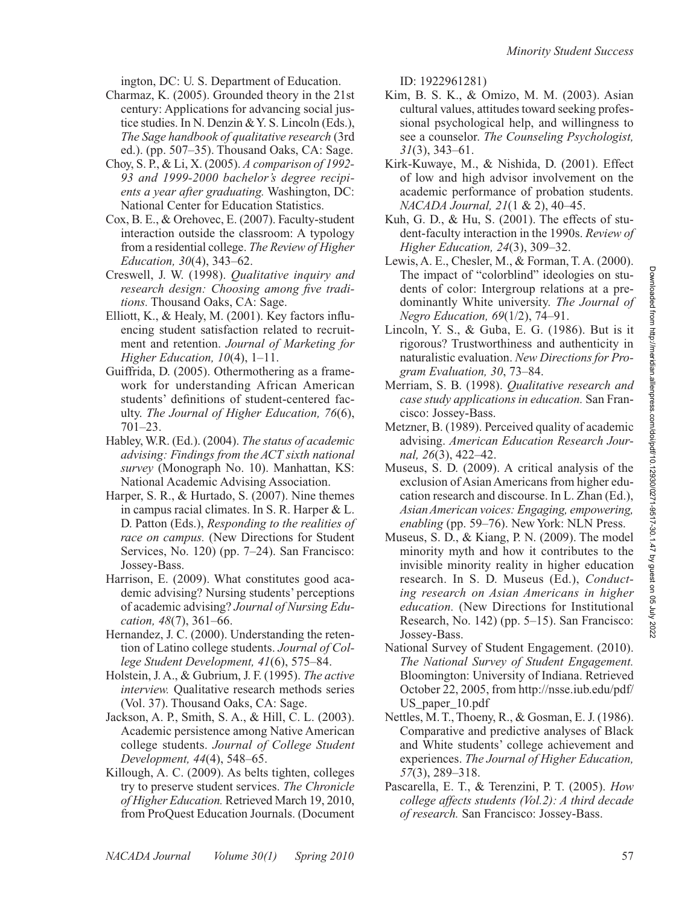ington, DC: U. S. Department of Education.

Charmaz, K. (2005). Grounded theory in the 21st century: Applications for advancing social justice studies. In N. Denzin & Y. S. Lincoln (Eds.), *The Sage handbook of qualitative research* (3rd ed.). (pp. 507–35). Thousand Oaks, CA: Sage.

Choy, S. P., & Li, X. (2005). *A comparison of 1992-93 and 1999-2000 bachelor's degree recipients a year after graduating.* Washington, DC: National Center for Education Statistics.

Cox, B. E., & Orehovec, E. (2007). Faculty-student interaction outside the classroom: A typology from a residential college. *The Review of Higher Education, 30*(4), 343–62.

Creswell, J. W. (1998). *Qualitative inquiry and research design: Choosing among five traditions.* Thousand Oaks, CA: Sage.

Elliott, K., & Healy, M. (2001). Key factors influencing student satisfaction related to recruitment and retention. *Journal of Marketing for Higher Education, 10*(4), 1–11.

Guiffrida, D. (2005). Othermothering as a framework for understanding African American students' definitions of student-centered faculty. *The Journal of Higher Education, 76*(6), 701–23.

Habley, W.R. (Ed.). (2004). *The status of academic advising: Findings from the ACT sixth national survey* (Monograph No. 10). Manhattan, KS: National Academic Advising Association.

Harper, S. R., & Hurtado, S. (2007). Nine themes in campus racial climates. In S. R. Harper & L. D. Patton (Eds.), *Responding to the realities of race on campus.* (New Directions for Student Services, No. 120) (pp. 7–24). San Francisco: Jossey-Bass.

Harrison, E. (2009). What constitutes good academic advising? Nursing students' perceptions of academic advising? *Journal of Nursing Education, 48*(7), 361–66.

Hernandez, J. C. (2000). Understanding the retention of Latino college students. *Journal of College Student Development, 41*(6), 575–84.

Holstein, J. A., & Gubrium, J. F. (1995). *The active interview.* Qualitative research methods series (Vol. 37). Thousand Oaks, CA: Sage.

Jackson, A. P., Smith, S. A., & Hill, C. L. (2003). Academic persistence among Native American college students. *Journal of College Student Development, 44*(4), 548–65.

Killough, A. C. (2009). As belts tighten, colleges try to preserve student services. *The Chronicle of Higher Education.* Retrieved March 19, 2010, from ProQuest Education Journals. (Document ID: 1922961281)

Kim, B. S. K., & Omizo, M. M. (2003). Asian cultural values, attitudes toward seeking professional psychological help, and willingness to see a counselor. *The Counseling Psychologist, 31*(3), 343–61.

Kirk-Kuwaye, M., & Nishida, D. (2001). Effect of low and high advisor involvement on the academic performance of probation students. *NACADA Journal, 21*(1 & 2), 40–45.

Kuh, G. D., & Hu, S. (2001). The effects of student-faculty interaction in the 1990s. *Review of Higher Education, 24*(3), 309–32.

Lewis, A. E., Chesler, M., & Forman, T. A. (2000). The impact of "colorblind" ideologies on students of color: Intergroup relations at a predominantly White university. *The Journal of Negro Education, 69*(1/2), 74–91.

Lincoln, Y. S., & Guba, E. G. (1986). But is it rigorous? Trustworthiness and authenticity in naturalistic evaluation. *New Directions for Program Evaluation, 30*, 73–84.

Merriam, S. B. (1998). *Qualitative research and case study applications in education.* San Francisco: Jossey-Bass.

Metzner, B. (1989). Perceived quality of academic advising. *American Education Research Journal, 26*(3), 422–42.

Museus, S. D. (2009). A critical analysis of the exclusion of Asian Americans from higher education research and discourse. In L. Zhan (Ed.), *Asian American voices: Engaging, empowering, enabling* (pp. 59–76). New York: NLN Press.

Museus, S. D., & Kiang, P. N. (2009). The model minority myth and how it contributes to the invisible minority reality in higher education research. In S. D. Museus (Ed.), *Conducting research on Asian Americans in higher education.* (New Directions for Institutional Research, No. 142) (pp. 5–15). San Francisco: Jossey-Bass.

National Survey of Student Engagement. (2010). *The National Survey of Student Engagement.* Bloomington: University of Indiana. Retrieved October 22, 2005, from http://nsse.iub.edu/pdf/US_paper_10.pdf

Nettles, M. T., Thoeny, R., & Gosman, E. J. (1986). Comparative and predictive analyses of Black and White students' college achievement and experiences. *The Journal of Higher Education, 57*(3), 289–318.

Pascarella, E. T., & Terenzini, P. T. (2005). *How college affects students (Vol.2): A third decade of research.* San Francisco: Jossey-Bass.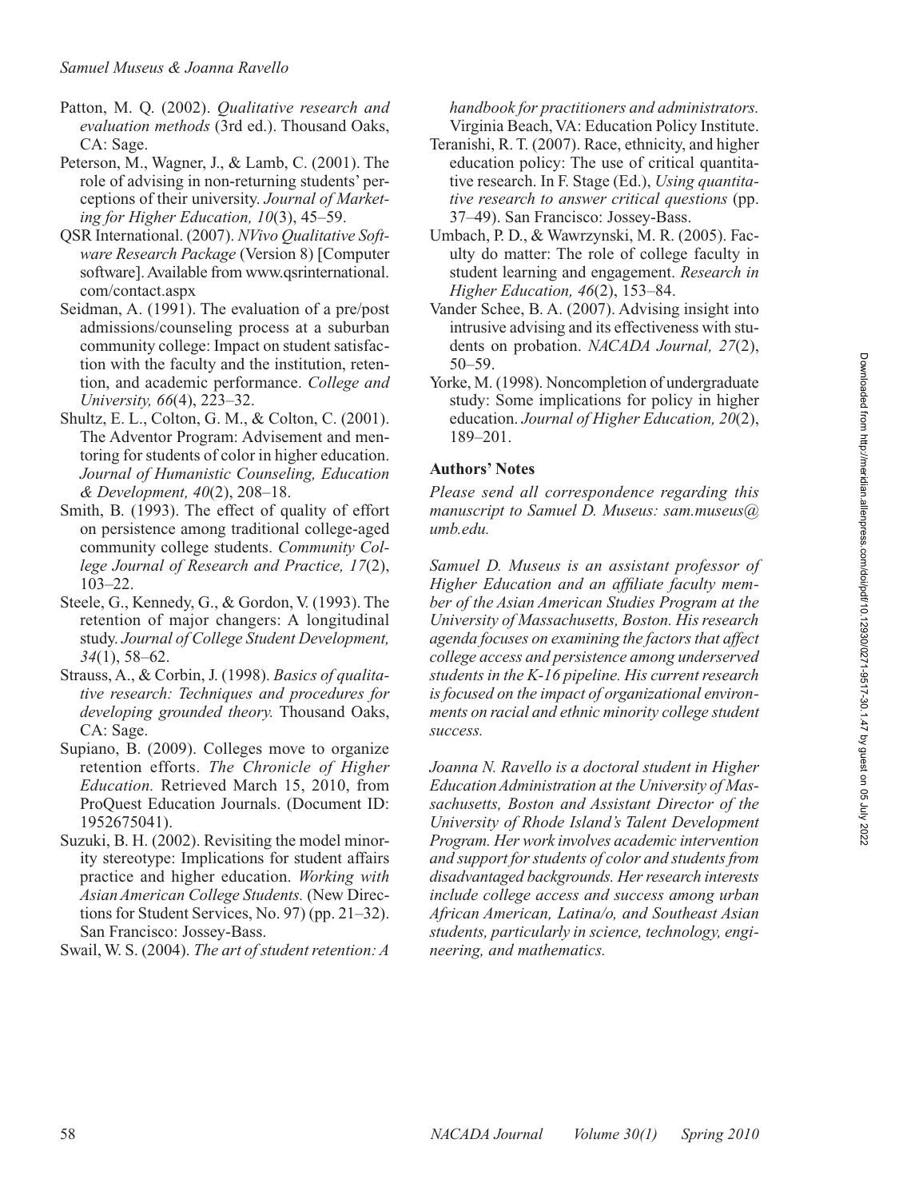Patton, M. Q. (2002). *Qualitative research and evaluation methods* (3rd ed.). Thousand Oaks, CA: Sage.

Peterson, M., Wagner, J., & Lamb, C. (2001). The role of advising in non-returning students' perceptions of their university. *Journal of Marketing for Higher Education, 10*(3), 45–59.

QSR International. (2007). *NVivo Qualitative Software Research Package* (Version 8) [Computer software]. Available from www.qsrinternational.com/contact.aspx

Seidman, A. (1991). The evaluation of a pre/post admissions/counseling process at a suburban community college: Impact on student satisfaction with the faculty and the institution, retention, and academic performance. *College and University, 66*(4), 223–32.

Shultz, E. L., Colton, G. M., & Colton, C. (2001). The Adventor Program: Advisement and mentoring for students of color in higher education. *Journal of Humanistic Counseling, Education & Development, 40*(2), 208–18.

Smith, B. (1993). The effect of quality of effort on persistence among traditional college-aged community college students. *Community College Journal of Research and Practice, 17*(2), 103–22.

Steele, G., Kennedy, G., & Gordon, V. (1993). The retention of major changers: A longitudinal study. *Journal of College Student Development, 34*(1), 58–62.

Strauss, A., & Corbin, J. (1998). *Basics of qualitative research: Techniques and procedures for developing grounded theory.* Thousand Oaks, CA: Sage.

Supiano, B. (2009). Colleges move to organize retention efforts. *The Chronicle of Higher Education.* Retrieved March 15, 2010, from ProQuest Education Journals. (Document ID: 1952675041).

Suzuki, B. H. (2002). Revisiting the model minority stereotype: Implications for student affairs practice and higher education. *Working with Asian American College Students.* (New Directions for Student Services, No. 97) (pp. 21–32). San Francisco: Jossey-Bass.

Swail, W. S. (2004). *The art of student retention: A handbook for practitioners and administrators.* Virginia Beach, VA: Education Policy Institute.

Teranishi, R. T. (2007). Race, ethnicity, and higher education policy: The use of critical quantitative research. In F. Stage (Ed.), *Using quantitative research to answer critical questions* (pp. 37–49). San Francisco: Jossey-Bass.

Umbach, P. D., & Wawrzynski, M. R. (2005). Faculty do matter: The role of college faculty in student learning and engagement. *Research in Higher Education, 46*(2), 153–84.

Vander Schee, B. A. (2007). Advising insight into intrusive advising and its effectiveness with students on probation. *NACADA Journal, 27*(2), 50–59.

Yorke, M. (1998). Noncompletion of undergraduate study: Some implications for policy in higher education. *Journal of Higher Education, 20*(2), 189–201.

**Authors' Notes**

*Please send all correspondence regarding this manuscript to Samuel D. Museus: sam.museus@umb.edu.*

*Samuel D. Museus is an assistant professor of Higher Education and an affiliate faculty member of the Asian American Studies Program at the University of Massachusetts, Boston. His research agenda focuses on examining the factors that affect college access and persistence among underserved students in the K-16 pipeline. His current research is focused on the impact of organizational environments on racial and ethnic minority college student success.*

*Joanna N. Ravello is a doctoral student in Higher Education Administration at the University of Massachusetts, Boston and Assistant Director of the University of Rhode Island's Talent Development Program. Her work involves academic intervention and support for students of color and students from disadvantaged backgrounds. Her research interests include college access and success among urban African American, Latina/o, and Southeast Asian students, particularly in science, technology, engineering, and mathematics.*